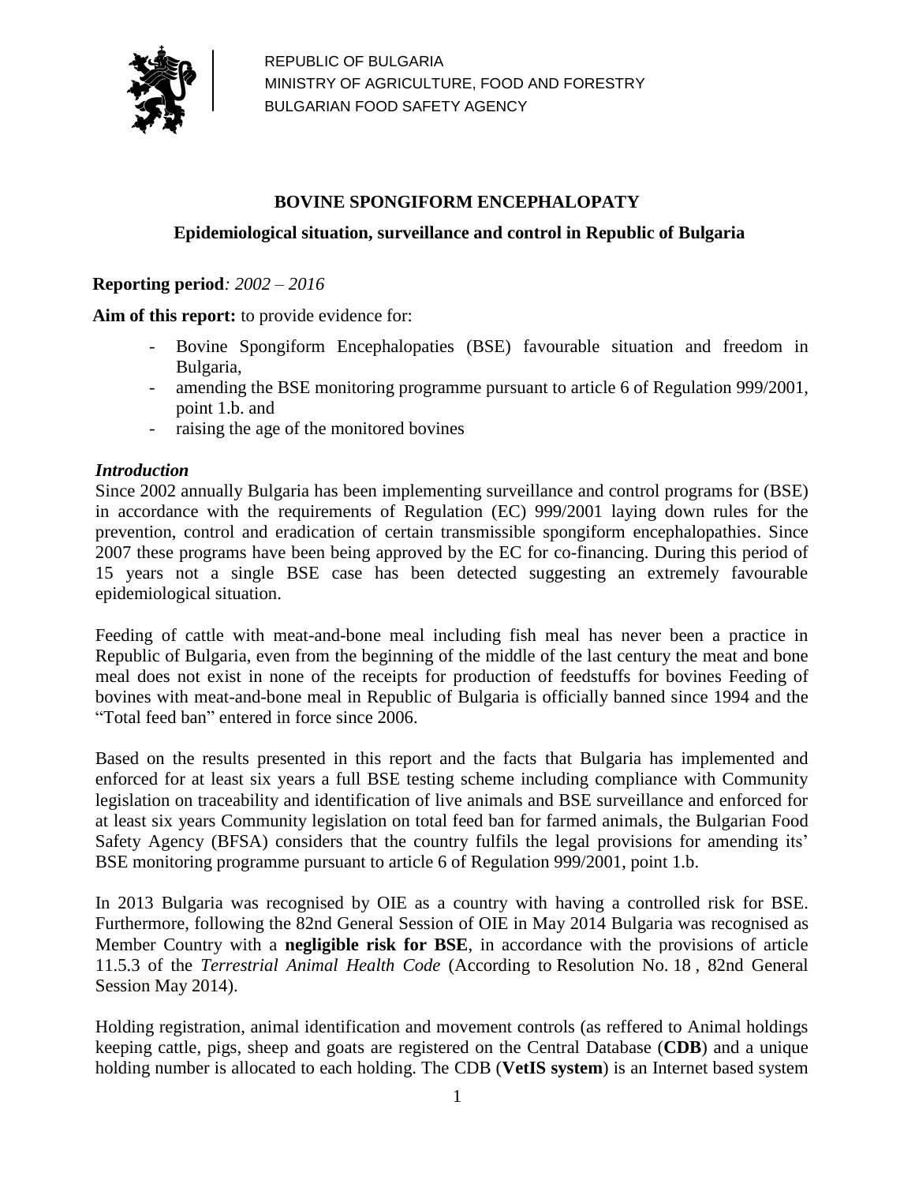REPUBLIC OF BULGARIA
MINISTRY OF AGRICULTURE, FOOD AND FORESTRY
BULGARIAN FOOD SAFETY AGENCY

# BOVINE SPONGIFORM ENCEPHALOPATY

## Epidemiological situation, surveillance and control in Republic of Bulgaria

**Reporting period***: 2002 – 2016*

**Aim of this report:** to provide evidence for:

- Bovine Spongiform Encephalopaties (BSE) favourable situation and freedom in Bulgaria,
- amending the BSE monitoring programme pursuant to article 6 of Regulation 999/2001, point 1.b. and
- raising the age of the monitored bovines

### *Introduction*

Since 2002 annually Bulgaria has been implementing surveillance and control programs for (BSE) in accordance with the requirements of Regulation (EC) 999/2001 laying down rules for the prevention, control and eradication of certain transmissible spongiform encephalopathies. Since 2007 these programs have been being approved by the EC for co-financing. During this period of 15 years not a single BSE case has been detected suggesting an extremely favourable epidemiological situation.

Feeding of cattle with meat-and-bone meal including fish meal has never been a practice in Republic of Bulgaria, even from the beginning of the middle of the last century the meat and bone meal does not exist in none of the receipts for production of feedstuffs for bovines Feeding of bovines with meat-and-bone meal in Republic of Bulgaria is officially banned since 1994 and the "Total feed ban" entered in force since 2006.

Based on the results presented in this report and the facts that Bulgaria has implemented and enforced for at least six years a full BSE testing scheme including compliance with Community legislation on traceability and identification of live animals and BSE surveillance and enforced for at least six years Community legislation on total feed ban for farmed animals, the Bulgarian Food Safety Agency (BFSA) considers that the country fulfils the legal provisions for amending its' BSE monitoring programme pursuant to article 6 of Regulation 999/2001, point 1.b.

In 2013 Bulgaria was recognised by OIE as a country with having a controlled risk for BSE. Furthermore, following the 82nd General Session of OIE in May 2014 Bulgaria was recognised as Member Country with a **negligible risk for BSE**, in accordance with the provisions of article 11.5.3 of the *Terrestrial Animal Health Code* (According to Resolution No. 18 , 82nd General Session May 2014).

Holding registration, animal identification and movement controls (as reffered to Animal holdings keeping cattle, pigs, sheep and goats are registered on the Central Database (**CDB**) and a unique holding number is allocated to each holding. The CDB (**VetIS system**) is an Internet based system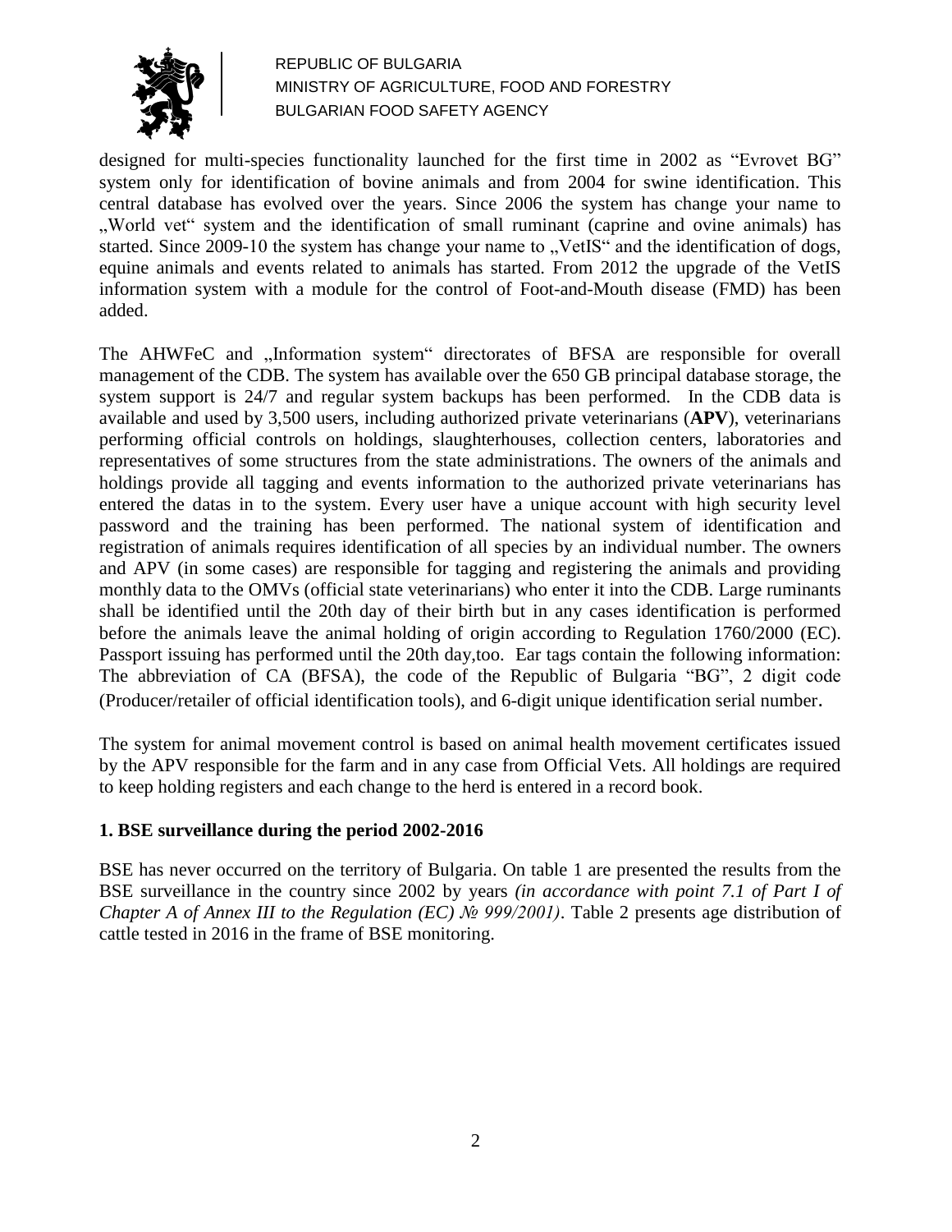designed for multi-species functionality launched for the first time in 2002 as "Evrovet BG" system only for identification of bovine animals and from 2004 for swine identification. This central database has evolved over the years. Since 2006 the system has change your name to „World vet" system and the identification of small ruminant (caprine and ovine animals) has started. Since 2009-10 the system has change your name to „VetIS" and the identification of dogs, equine animals and events related to animals has started. From 2012 the upgrade of the VetIS information system with a module for the control of Foot-and-Mouth disease (FMD) has been added.

The AHWFeC and „Information system" directorates of BFSA are responsible for overall management of the CDB. The system has available over the 650 GB principal database storage, the system support is 24/7 and regular system backups has been performed. In the CDB data is available and used by 3,500 users, including authorized private veterinarians (**APV**), veterinarians performing official controls on holdings, slaughterhouses, collection centers, laboratories and representatives of some structures from the state administrations. The owners of the animals and holdings provide all tagging and events information to the authorized private veterinarians has entered the datas in to the system. Every user have a unique account with high security level password and the training has been performed. The national system of identification and registration of animals requires identification of all species by an individual number. The owners and APV (in some cases) are responsible for tagging and registering the animals and providing monthly data to the OMVs (official state veterinarians) who enter it into the CDB. Large ruminants shall be identified until the 20th day of their birth but in any cases identification is performed before the animals leave the animal holding of origin according to Regulation 1760/2000 (EC). Passport issuing has performed until the 20th day,too. Ear tags contain the following information: The abbreviation of CA (BFSA), the code of the Republic of Bulgaria "BG", 2 digit code (Producer/retailer of official identification tools), and 6-digit unique identification serial number.

The system for animal movement control is based on animal health movement certificates issued by the APV responsible for the farm and in any case from Official Vets. All holdings are required to keep holding registers and each change to the herd is entered in a record book.

### 1. BSE surveillance during the period 2002-2016

BSE has never occurred on the territory of Bulgaria. On table 1 are presented the results from the BSE surveillance in the country since 2002 by years *(in accordance with point 7.1 of Part I of Chapter A of Annex III to the Regulation (EC) № 999/2001)*. Table 2 presents age distribution of cattle tested in 2016 in the frame of BSE monitoring.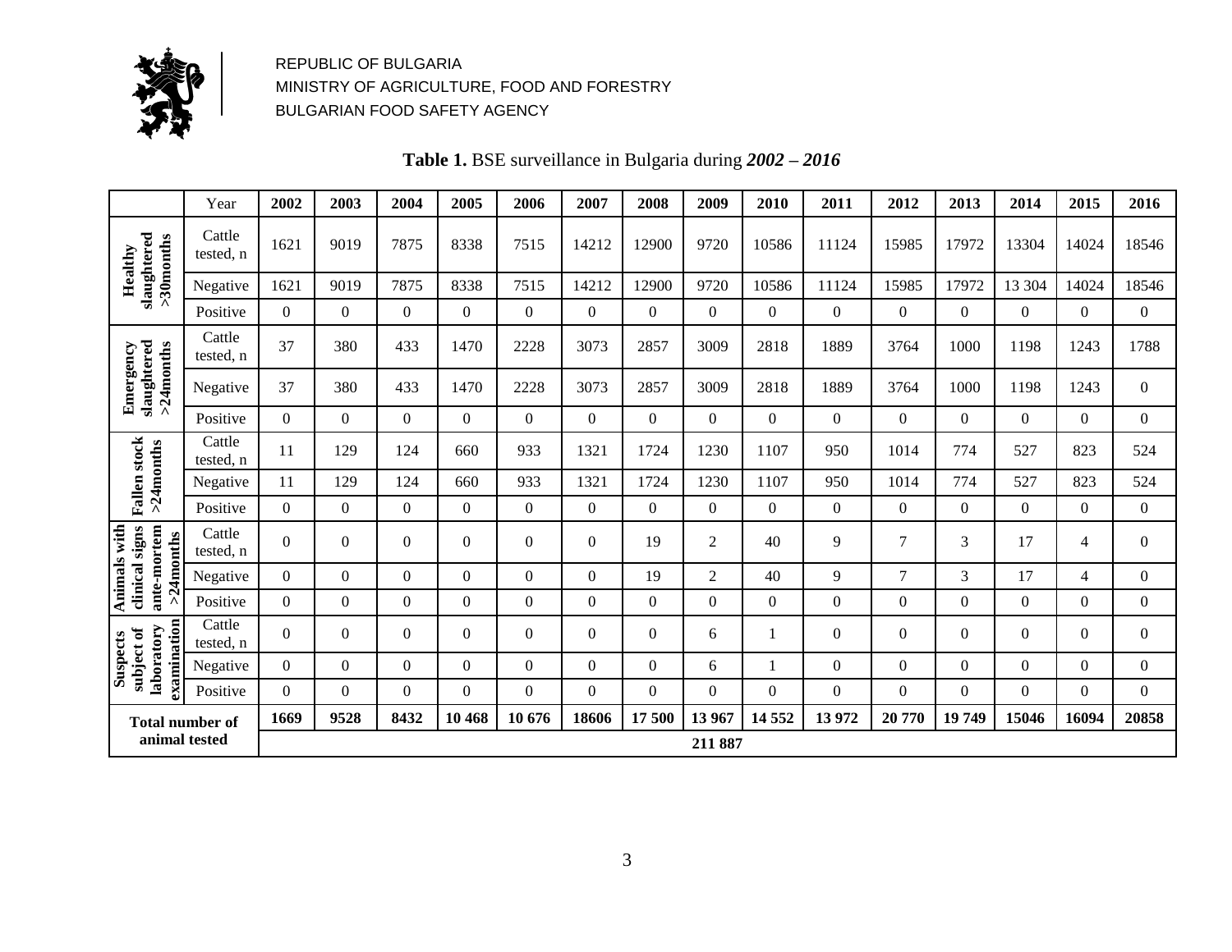REPUBLIC OF BULGARIA
MINISTRY OF AGRICULTURE, FOOD AND FORESTRY
BULGARIAN FOOD SAFETY AGENCY

**Table 1.** BSE surveillance in Bulgaria during ***2002 – 2016***

| | Year | 2002 | 2003 | 2004 | 2005 | 2006 | 2007 | 2008 | 2009 | 2010 | 2011 | 2012 | 2013 | 2014 | 2015 | 2016 |
|---|---|---|---|---|---|---|---|---|---|---|---|---|---|---|---|---|
| **Healthy slaughtered >30months** | Cattle tested, n | 1621 | 9019 | 7875 | 8338 | 7515 | 14212 | 12900 | 9720 | 10586 | 11124 | 15985 | 17972 | 13304 | 14024 | 18546 |
| | Negative | 1621 | 9019 | 7875 | 8338 | 7515 | 14212 | 12900 | 9720 | 10586 | 11124 | 15985 | 17972 | 13 304 | 14024 | 18546 |
| | Positive | 0 | 0 | 0 | 0 | 0 | 0 | 0 | 0 | 0 | 0 | 0 | 0 | 0 | 0 | 0 |
| **Emergency slaughtered >24months** | Cattle tested, n | 37 | 380 | 433 | 1470 | 2228 | 3073 | 2857 | 3009 | 2818 | 1889 | 3764 | 1000 | 1198 | 1243 | 1788 |
| | Negative | 37 | 380 | 433 | 1470 | 2228 | 3073 | 2857 | 3009 | 2818 | 1889 | 3764 | 1000 | 1198 | 1243 | 0 |
| | Positive | 0 | 0 | 0 | 0 | 0 | 0 | 0 | 0 | 0 | 0 | 0 | 0 | 0 | 0 | 0 |
| **Fallen stock >24months** | Cattle tested, n | 11 | 129 | 124 | 660 | 933 | 1321 | 1724 | 1230 | 1107 | 950 | 1014 | 774 | 527 | 823 | 524 |
| | Negative | 11 | 129 | 124 | 660 | 933 | 1321 | 1724 | 1230 | 1107 | 950 | 1014 | 774 | 527 | 823 | 524 |
| | Positive | 0 | 0 | 0 | 0 | 0 | 0 | 0 | 0 | 0 | 0 | 0 | 0 | 0 | 0 | 0 |
| **Animals with clinical signs ante-mortem >24months** | Cattle tested, n | 0 | 0 | 0 | 0 | 0 | 0 | 19 | 2 | 40 | 9 | 7 | 3 | 17 | 4 | 0 |
| | Negative | 0 | 0 | 0 | 0 | 0 | 0 | 19 | 2 | 40 | 9 | 7 | 3 | 17 | 4 | 0 |
| | Positive | 0 | 0 | 0 | 0 | 0 | 0 | 0 | 0 | 0 | 0 | 0 | 0 | 0 | 0 | 0 |
| **Suspects subject of laboratory examination** | Cattle tested, n | 0 | 0 | 0 | 0 | 0 | 0 | 0 | 6 | 1 | 0 | 0 | 0 | 0 | 0 | 0 |
| | Negative | 0 | 0 | 0 | 0 | 0 | 0 | 0 | 6 | 1 | 0 | 0 | 0 | 0 | 0 | 0 |
| | Positive | 0 | 0 | 0 | 0 | 0 | 0 | 0 | 0 | 0 | 0 | 0 | 0 | 0 | 0 | 0 |
| **Total number of animal tested** | | **1669** | **9528** | **8432** | **10 468** | **10 676** | **18606** | **17 500** | **13 967** | **14 552** | **13 972** | **20 770** | **19 749** | **15046** | **16094** | **20858** |
| | | **211 887** | | | | | | | | | | | | | | |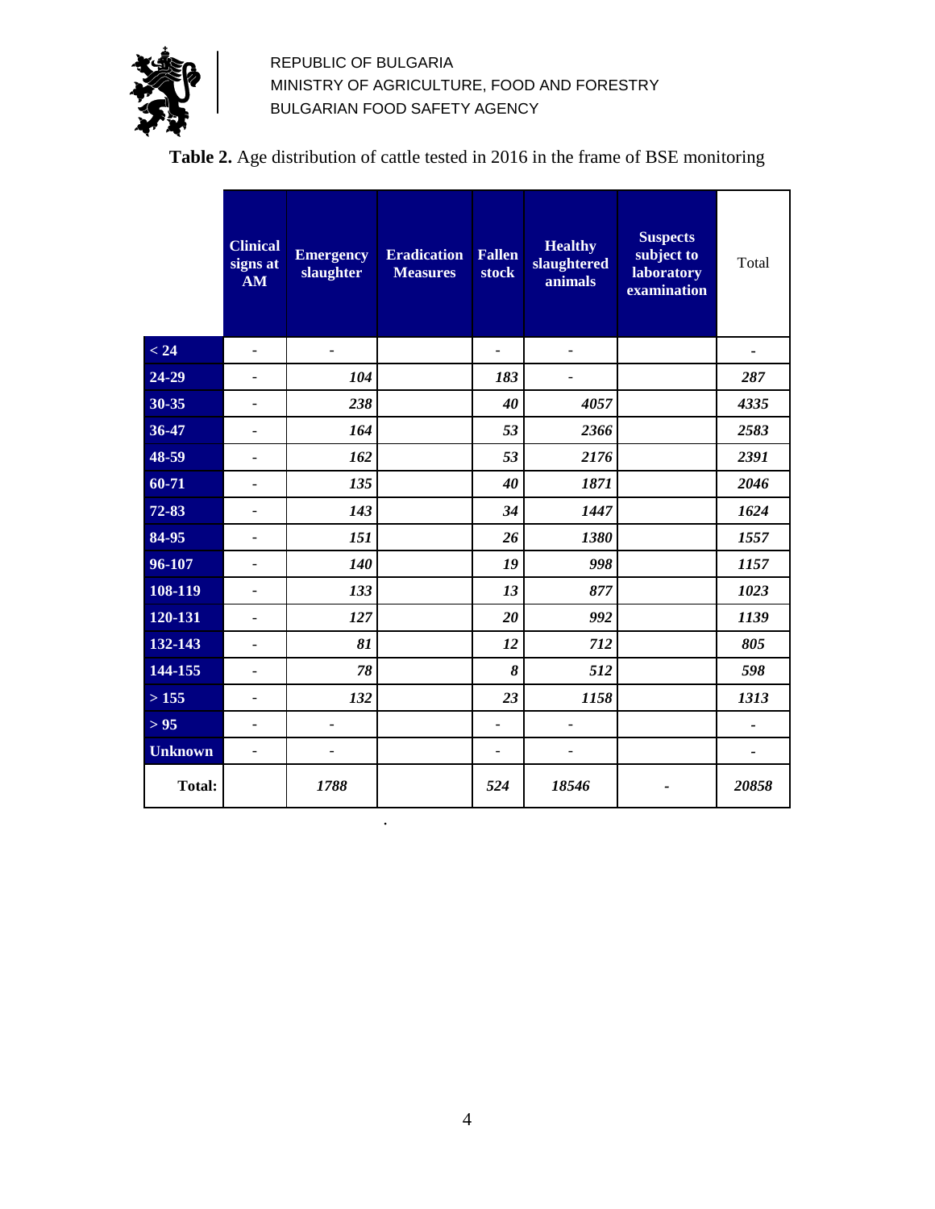REPUBLIC OF BULGARIA
MINISTRY OF AGRICULTURE, FOOD AND FORESTRY
BULGARIAN FOOD SAFETY AGENCY

**Table 2.** Age distribution of cattle tested in 2016 in the frame of BSE monitoring

| | Clinical signs at AM | Emergency slaughter | Eradication Measures | Fallen stock | Healthy slaughtered animals | Suspects subject to laboratory examination | Total |
|---|---|---|---|---|---|---|---|
| < 24 | - | - | | - | - | | - |
| 24-29 | - | *104* | | *183* | - | | *287* |
| 30-35 | - | *238* | | *40* | *4057* | | *4335* |
| 36-47 | - | *164* | | *53* | *2366* | | *2583* |
| 48-59 | - | *162* | | *53* | *2176* | | *2391* |
| 60-71 | - | *135* | | *40* | *1871* | | *2046* |
| 72-83 | - | *143* | | *34* | *1447* | | *1624* |
| 84-95 | - | *151* | | *26* | *1380* | | *1557* |
| 96-107 | - | *140* | | *19* | *998* | | *1157* |
| 108-119 | - | *133* | | *13* | *877* | | *1023* |
| 120-131 | - | *127* | | *20* | *992* | | *1139* |
| 132-143 | - | *81* | | *12* | *712* | | *805* |
| 144-155 | - | *78* | | *8* | *512* | | *598* |
| > 155 | - | *132* | | *23* | *1158* | | *1313* |
| > 95 | - | - | | - | - | | - |
| Unknown | - | - | | - | - | | - |
| **Total:** | | *1788* | | *524* | *18546* | - | *20858* |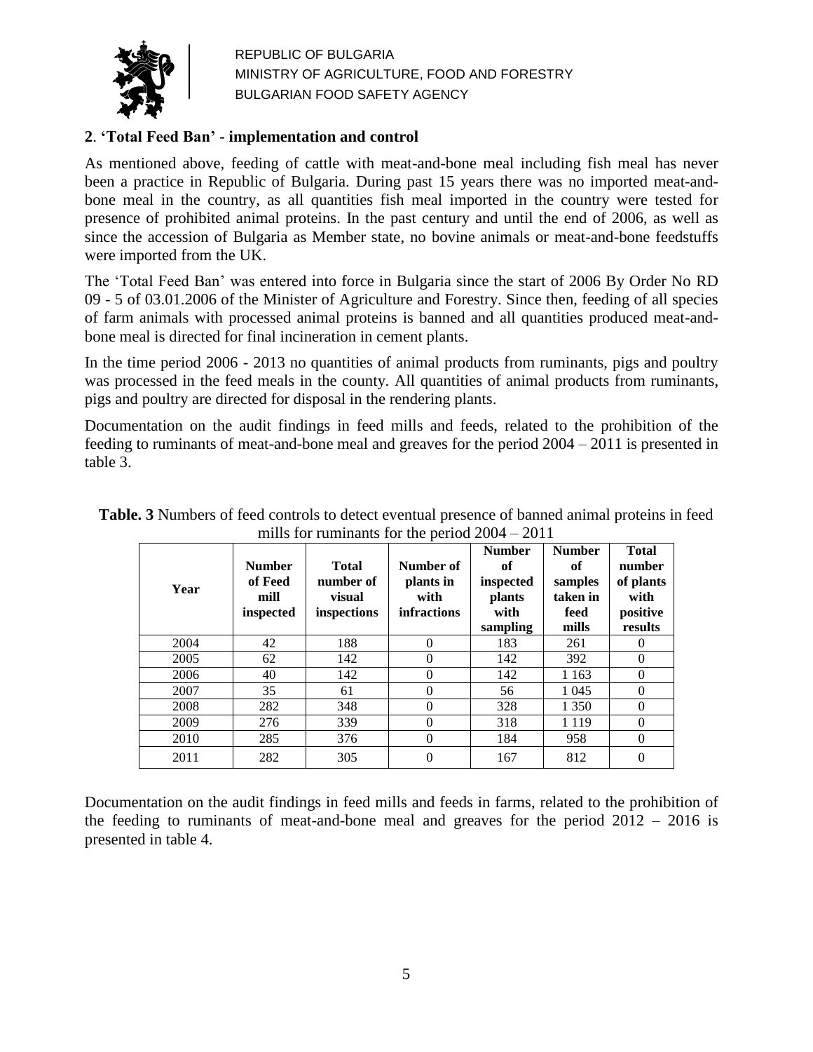## 2. 'Total Feed Ban' - implementation and control

As mentioned above, feeding of cattle with meat-and-bone meal including fish meal has never been a practice in Republic of Bulgaria. During past 15 years there was no imported meat-and-bone meal in the country, as all quantities fish meal imported in the country were tested for presence of prohibited animal proteins. In the past century and until the end of 2006, as well as since the accession of Bulgaria as Member state, no bovine animals or meat-and-bone feedstuffs were imported from the UK.

The 'Total Feed Ban' was entered into force in Bulgaria since the start of 2006 By Order No RD 09 - 5 of 03.01.2006 of the Minister of Agriculture and Forestry. Since then, feeding of all species of farm animals with processed animal proteins is banned and all quantities produced meat-and-bone meal is directed for final incineration in cement plants.

In the time period 2006 - 2013 no quantities of animal products from ruminants, pigs and poultry was processed in the feed meals in the county. All quantities of animal products from ruminants, pigs and poultry are directed for disposal in the rendering plants.

Documentation on the audit findings in feed mills and feeds, related to the prohibition of the feeding to ruminants of meat-and-bone meal and greaves for the period 2004 – 2011 is presented in table 3.

**Table. 3** Numbers of feed controls to detect eventual presence of banned animal proteins in feed mills for ruminants for the period 2004 – 2011

| Year | Number of Feed mill inspected | Total number of visual inspections | Number of plants in with infractions | Number of inspected plants with sampling | Number of samples taken in feed mills | Total number of plants with positive results |
|---|---|---|---|---|---|---|
| 2004 | 42 | 188 | 0 | 183 | 261 | 0 |
| 2005 | 62 | 142 | 0 | 142 | 392 | 0 |
| 2006 | 40 | 142 | 0 | 142 | 1 163 | 0 |
| 2007 | 35 | 61 | 0 | 56 | 1 045 | 0 |
| 2008 | 282 | 348 | 0 | 328 | 1 350 | 0 |
| 2009 | 276 | 339 | 0 | 318 | 1 119 | 0 |
| 2010 | 285 | 376 | 0 | 184 | 958 | 0 |
| 2011 | 282 | 305 | 0 | 167 | 812 | 0 |

Documentation on the audit findings in feed mills and feeds in farms, related to the prohibition of the feeding to ruminants of meat-and-bone meal and greaves for the period 2012 – 2016 is presented in table 4.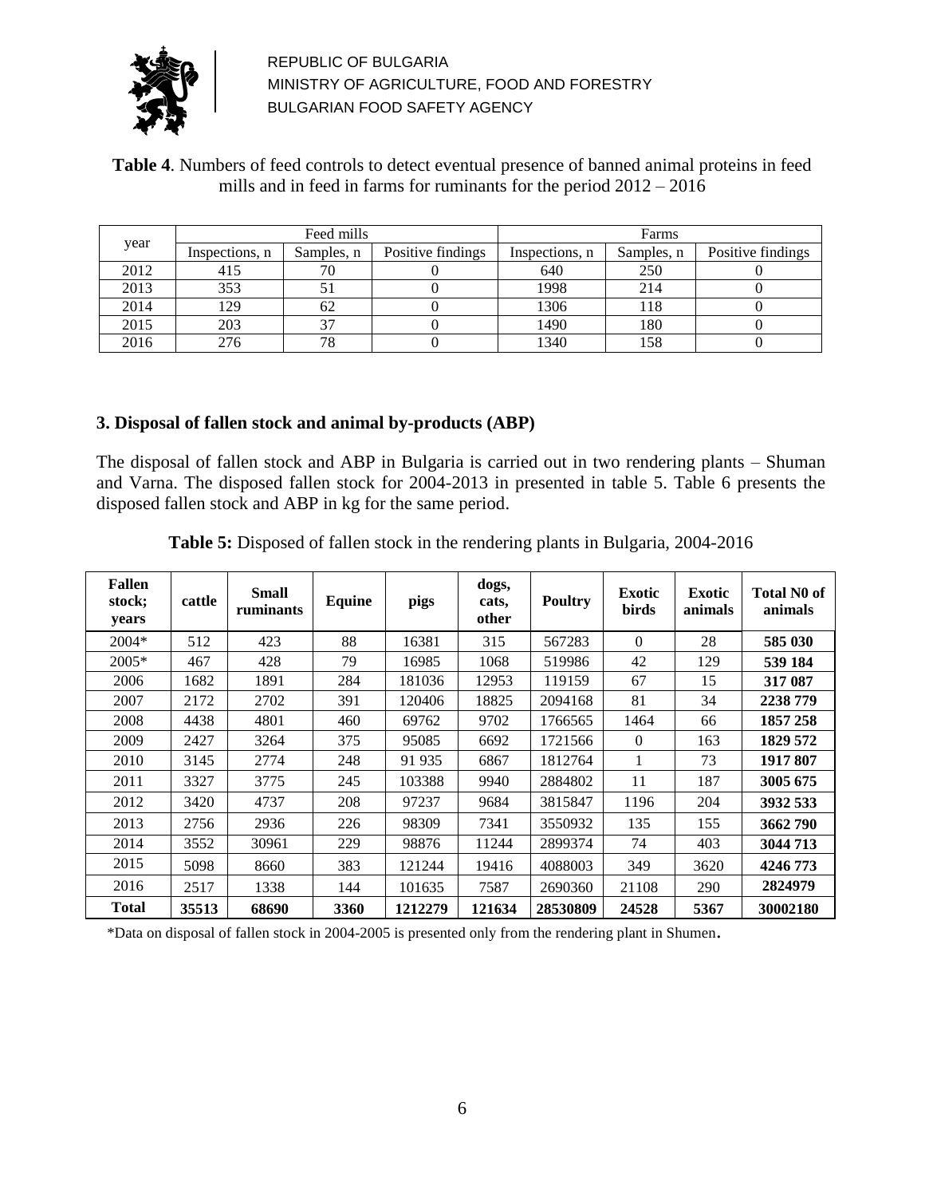REPUBLIC OF BULGARIA
MINISTRY OF AGRICULTURE, FOOD AND FORESTRY
BULGARIAN FOOD SAFETY AGENCY

**Table 4**. Numbers of feed controls to detect eventual presence of banned animal proteins in feed mills and in feed in farms for ruminants for the period 2012 – 2016

| year | Feed mills | | | Farms | | |
|---|---|---|---|---|---|---|
| | Inspections, n | Samples, n | Positive findings | Inspections, n | Samples, n | Positive findings |
| 2012 | 415 | 70 | 0 | 640 | 250 | 0 |
| 2013 | 353 | 51 | 0 | 1998 | 214 | 0 |
| 2014 | 129 | 62 | 0 | 1306 | 118 | 0 |
| 2015 | 203 | 37 | 0 | 1490 | 180 | 0 |
| 2016 | 276 | 78 | 0 | 1340 | 158 | 0 |

### 3. Disposal of fallen stock and animal by-products (ABP)

The disposal of fallen stock and ABP in Bulgaria is carried out in two rendering plants – Shuman and Varna. The disposed fallen stock for 2004-2013 in presented in table 5. Table 6 presents the disposed fallen stock and ABP in kg for the same period.

**Table 5:** Disposed of fallen stock in the rendering plants in Bulgaria, 2004-2016

| Fallen stock; years | cattle | Small ruminants | Equine | pigs | dogs, cats, other | Poultry | Exotic birds | Exotic animals | Total N0 of animals |
|---|---|---|---|---|---|---|---|---|---|
| 2004* | 512 | 423 | 88 | 16381 | 315 | 567283 | 0 | 28 | **585 030** |
| 2005* | 467 | 428 | 79 | 16985 | 1068 | 519986 | 42 | 129 | **539 184** |
| 2006 | 1682 | 1891 | 284 | 181036 | 12953 | 119159 | 67 | 15 | **317 087** |
| 2007 | 2172 | 2702 | 391 | 120406 | 18825 | 2094168 | 81 | 34 | **2238 779** |
| 2008 | 4438 | 4801 | 460 | 69762 | 9702 | 1766565 | 1464 | 66 | **1857 258** |
| 2009 | 2427 | 3264 | 375 | 95085 | 6692 | 1721566 | 0 | 163 | **1829 572** |
| 2010 | 3145 | 2774 | 248 | 91 935 | 6867 | 1812764 | 1 | 73 | **1917 807** |
| 2011 | 3327 | 3775 | 245 | 103388 | 9940 | 2884802 | 11 | 187 | **3005 675** |
| 2012 | 3420 | 4737 | 208 | 97237 | 9684 | 3815847 | 1196 | 204 | **3932 533** |
| 2013 | 2756 | 2936 | 226 | 98309 | 7341 | 3550932 | 135 | 155 | **3662 790** |
| 2014 | 3552 | 30961 | 229 | 98876 | 11244 | 2899374 | 74 | 403 | **3044 713** |
| 2015 | 5098 | 8660 | 383 | 121244 | 19416 | 4088003 | 349 | 3620 | **4246 773** |
| 2016 | 2517 | 1338 | 144 | 101635 | 7587 | 2690360 | 21108 | 290 | **2824979** |
| **Total** | **35513** | **68690** | **3360** | **1212279** | **121634** | **28530809** | **24528** | **5367** | **30002180** |

*Data on disposal of fallen stock in 2004-2005 is presented only from the rendering plant in Shumen.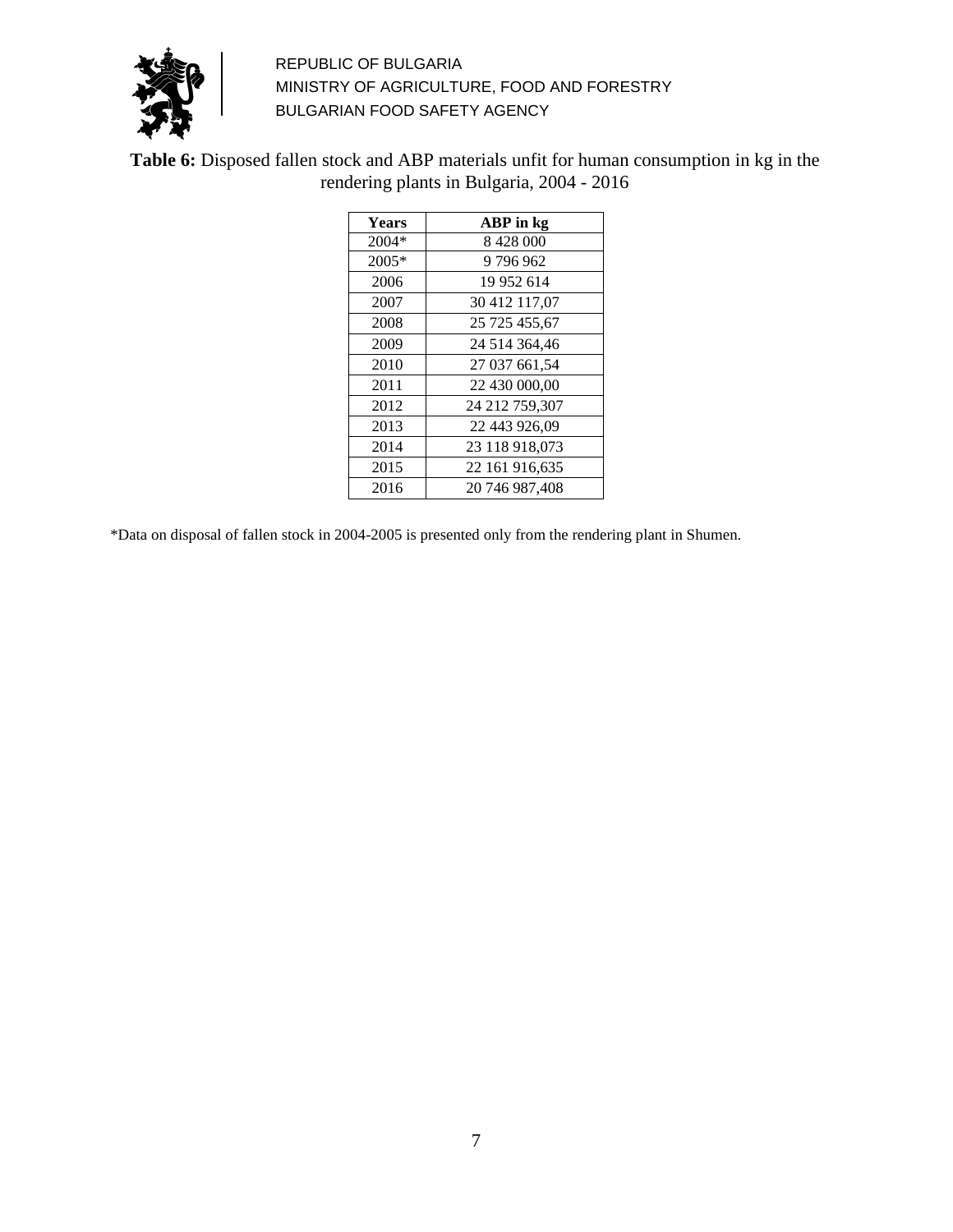REPUBLIC OF BULGARIA
MINISTRY OF AGRICULTURE, FOOD AND FORESTRY
BULGARIAN FOOD SAFETY AGENCY

**Table 6:** Disposed fallen stock and ABP materials unfit for human consumption in kg in the rendering plants in Bulgaria, 2004 - 2016

| Years | ABP in kg |
|---|---|
| 2004* | 8 428 000 |
| 2005* | 9 796 962 |
| 2006 | 19 952 614 |
| 2007 | 30 412 117,07 |
| 2008 | 25 725 455,67 |
| 2009 | 24 514 364,46 |
| 2010 | 27 037 661,54 |
| 2011 | 22 430 000,00 |
| 2012 | 24 212 759,307 |
| 2013 | 22 443 926,09 |
| 2014 | 23 118 918,073 |
| 2015 | 22 161 916,635 |
| 2016 | 20 746 987,408 |

*Data on disposal of fallen stock in 2004-2005 is presented only from the rendering plant in Shumen.